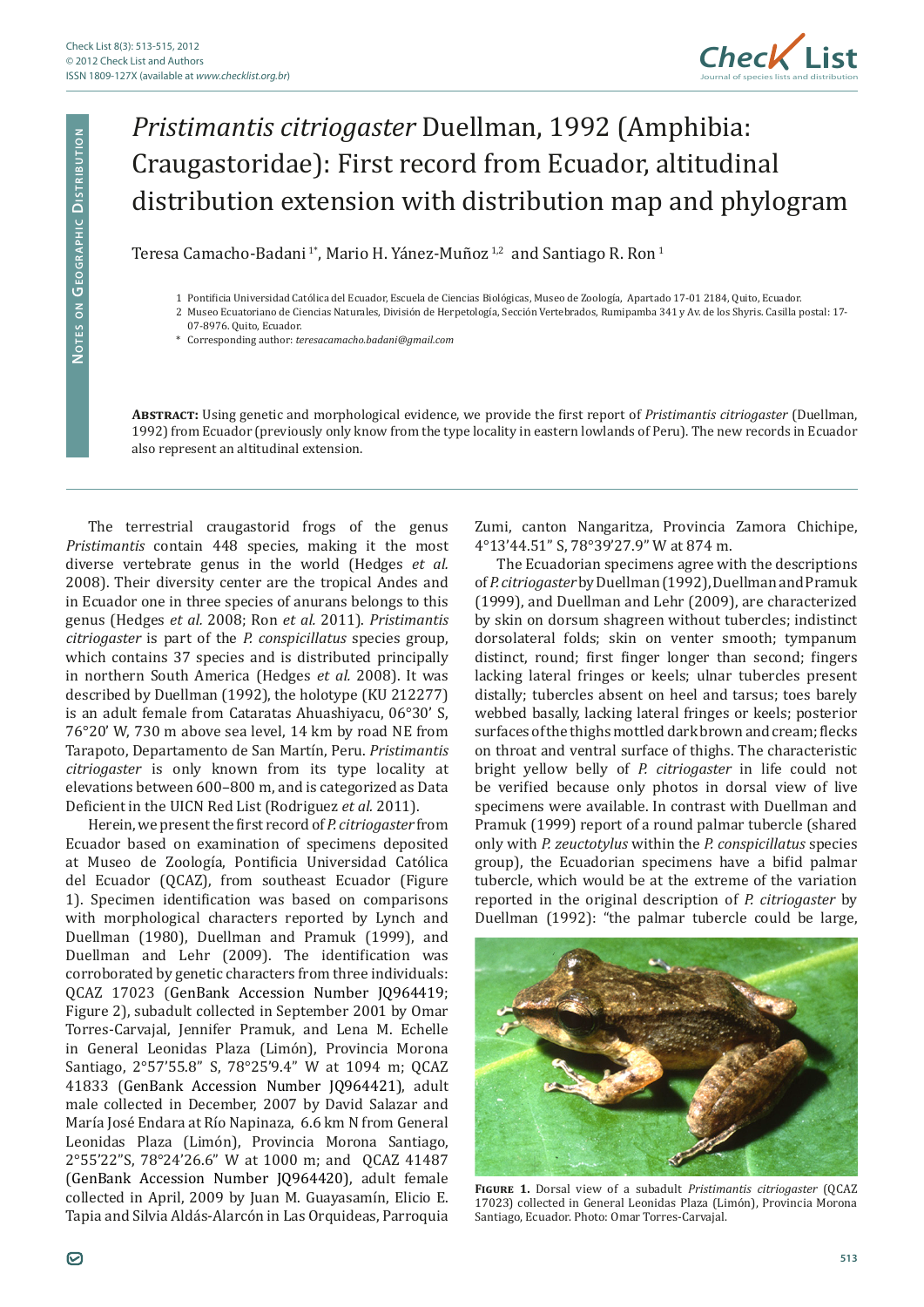# *Pristimantis citriogaster* Duellman, 1992 (Amphibia: Craugastoridae): First record from Ecuador, altitudinal distribution extension with distribution map and phylogram

Teresa Camacho-Badani [1*], Mario H. Yánez-Muñoz [1,2] and Santiago R. Ron [1]

1 Pontificia Universidad Católica del Ecuador, Escuela de Ciencias Biológicas, Museo de Zoología, Apartado 17-01 2184, Quito, Ecuador.

2 Museo Ecuatoriano de Ciencias Naturales, División de Herpetología, Sección Vertebrados, Rumipamba 341 y Av. de los Shyris. Casilla postal: 17-07-8976. Quito, Ecuador.

\* Corresponding author: *teresacamacho.badani@gmail.com*

**Abstract:** Using genetic and morphological evidence, we provide the first report of *Pristimantis citriogaster* (Duellman, 1992) from Ecuador (previously only know from the type locality in eastern lowlands of Peru). The new records in Ecuador also represent an altitudinal extension.

The terrestrial craugastorid frogs of the genus *Pristimantis* contain 448 species, making it the most diverse vertebrate genus in the world (Hedges *et al.* 2008). Their diversity center are the tropical Andes and in Ecuador one in three species of anurans belongs to this genus (Hedges *et al.* 2008; Ron *et al.* 2011). *Pristimantis citriogaster* is part of the *P. conspicillatus* species group, which contains 37 species and is distributed principally in northern South America (Hedges *et al.* 2008). It was described by Duellman (1992), the holotype (KU 212277) is an adult female from Cataratas Ahuashiyacu, 06°30′ S, 76°20′ W, 730 m above sea level, 14 km by road NE from Tarapoto, Departamento de San Martín, Peru. *Pristimantis citriogaster* is only known from its type locality at elevations between 600–800 m, and is categorized as Data Deficient in the UICN Red List (Rodriguez *et al.* 2011).

Herein, we present the first record of *P. citriogaster* from Ecuador based on examination of specimens deposited at Museo de Zoología, Pontificia Universidad Católica del Ecuador (QCAZ), from southeast Ecuador (Figure 1). Specimen identification was based on comparisons with morphological characters reported by Lynch and Duellman (1980), Duellman and Pramuk (1999), and Duellman and Lehr (2009). The identification was corroborated by genetic characters from three individuals: QCAZ 17023 (GenBank Accession Number JQ964419; Figure 2), subadult collected in September 2001 by Omar Torres-Carvajal, Jennifer Pramuk, and Lena M. Echelle in General Leonidas Plaza (Limón), Provincia Morona Santiago, 2°57′55.8″ S, 78°25′9.4″ W at 1094 m; QCAZ 41833 (GenBank Accession Number JQ964421), adult male collected in December, 2007 by David Salazar and María José Endara at Río Napinaza, 6.6 km N from General Leonidas Plaza (Limón), Provincia Morona Santiago, 2°55′22″S, 78°24′26.6″ W at 1000 m; and QCAZ 41487 (GenBank Accession Number JQ964420), adult female collected in April, 2009 by Juan M. Guayasamín, Elicio E. Tapia and Silvia Aldás-Alarcón in Las Orquideas, Parroquia Zumi, canton Nangaritza, Provincia Zamora Chichipe, 4°13′44.51″ S, 78°39′27.9″ W at 874 m.

The Ecuadorian specimens agree with the descriptions of *P. citriogaster* by Duellman (1992), Duellman and Pramuk (1999), and Duellman and Lehr (2009), are characterized by skin on dorsum shagreen without tubercles; indistinct dorsolateral folds; skin on venter smooth; tympanum distinct, round; first finger longer than second; fingers lacking lateral fringes or keels; ulnar tubercles present distally; tubercles absent on heel and tarsus; toes barely webbed basally, lacking lateral fringes or keels; posterior surfaces of the thighs mottled dark brown and cream; flecks on throat and ventral surface of thighs. The characteristic bright yellow belly of *P. citriogaster* in life could not be verified because only photos in dorsal view of live specimens were available. In contrast with Duellman and Pramuk (1999) report of a round palmar tubercle (shared only with *P. zeuctotylus* within the *P. conspicillatus* species group), the Ecuadorian specimens have a bifid palmar tubercle, which would be at the extreme of the variation reported in the original description of *P. citriogaster* by Duellman (1992): "the palmar tubercle could be large,

**Figure 1.** Dorsal view of a subadult *Pristimantis citriogaster* (QCAZ 17023) collected in General Leonidas Plaza (Limón), Provincia Morona Santiago, Ecuador. Photo: Omar Torres-Carvajal.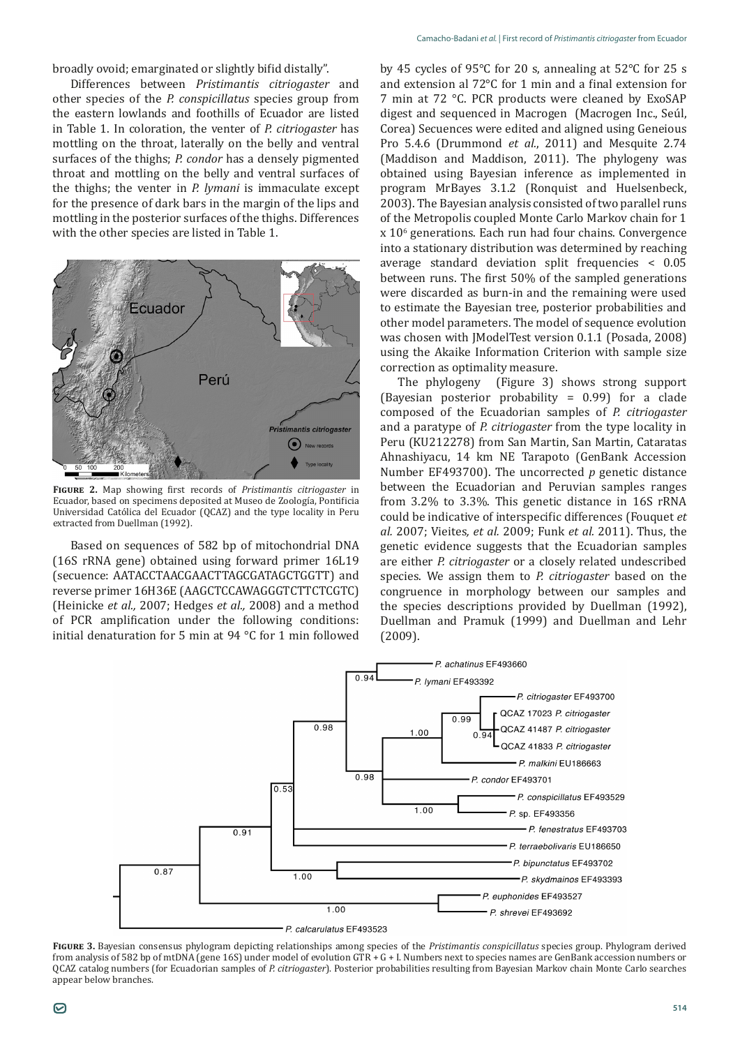broadly ovoid; emarginated or slightly bifid distally".

Differences between *Pristimantis citriogaster* and other species of the *P. conspicillatus* species group from the eastern lowlands and foothills of Ecuador are listed in Table 1. In coloration, the venter of *P. citriogaster* has mottling on the throat, laterally on the belly and ventral surfaces of the thighs; *P. condor* has a densely pigmented throat and mottling on the belly and ventral surfaces of the thighs; the venter in *P. lymani* is immaculate except for the presence of dark bars in the margin of the lips and mottling in the posterior surfaces of the thighs. Differences with the other species are listed in Table 1.

**Figure 2.** Map showing first records of *Pristimantis citriogaster* in Ecuador, based on specimens deposited at Museo de Zoología, Pontificia Universidad Católica del Ecuador (QCAZ) and the type locality in Peru extracted from Duellman (1992).

Based on sequences of 582 bp of mitochondrial DNA (16S rRNA gene) obtained using forward primer 16L19 (secuence: AATACCTAACGAACTTAGCGATAGCTGGTT) and reverse primer 16H36E (AAGCTCCAWAGGGTCTTCTCGTC) (Heinicke *et al.,* 2007; Hedges *et al.,* 2008) and a method of PCR amplification under the following conditions: initial denaturation for 5 min at 94 °C for 1 min followed by 45 cycles of 95°C for 20 s, annealing at 52°C for 25 s and extension al 72°C for 1 min and a final extension for 7 min at 72 °C. PCR products were cleaned by ExoSAP digest and sequenced in Macrogen (Macrogen Inc., Seúl, Corea) Secuences were edited and aligned using Geneious Pro 5.4.6 (Drummond *et al.*, 2011) and Mesquite 2.74 (Maddison and Maddison, 2011). The phylogeny was obtained using Bayesian inference as implemented in program MrBayes 3.1.2 (Ronquist and Huelsenbeck, 2003). The Bayesian analysis consisted of two parallel runs of the Metropolis coupled Monte Carlo Markov chain for 1 x $10^6$ generations. Each run had four chains. Convergence into a stationary distribution was determined by reaching average standard deviation split frequencies < 0.05 between runs. The first 50% of the sampled generations were discarded as burn-in and the remaining were used to estimate the Bayesian tree, posterior probabilities and other model parameters. The model of sequence evolution was chosen with JModelTest version 0.1.1 (Posada, 2008) using the Akaike Information Criterion with sample size correction as optimality measure.

The phylogeny (Figure 3) shows strong support (Bayesian posterior probability = 0.99) for a clade composed of the Ecuadorian samples of *P. citriogaster* and a paratype of *P. citriogaster* from the type locality in Peru (KU212278) from San Martin, San Martin, Cataratas Ahnashiyacu, 14 km NE Tarapoto (GenBank Accession Number EF493700). The uncorrected *p* genetic distance between the Ecuadorian and Peruvian samples ranges from 3.2% to 3.3%. This genetic distance in 16S rRNA could be indicative of interspecific differences (Fouquet *et al.* 2007; Vieites*, et al.* 2009; Funk *et al.* 2011). Thus, the genetic evidence suggests that the Ecuadorian samples are either *P. citriogaster* or a closely related undescribed species. We assign them to *P. citriogaster* based on the congruence in morphology between our samples and the species descriptions provided by Duellman (1992), Duellman and Pramuk (1999) and Duellman and Lehr (2009).

**Figure 3.** Bayesian consensus phylogram depicting relationships among species of the *Pristimantis conspicillatus* species group. Phylogram derived from analysis of 582 bp of mtDNA (gene 16S) under model of evolution GTR + G + I. Numbers next to species names are GenBank accession numbers or QCAZ catalog numbers (for Ecuadorian samples of *P. citriogaster*). Posterior probabilities resulting from Bayesian Markov chain Monte Carlo searches appear below branches.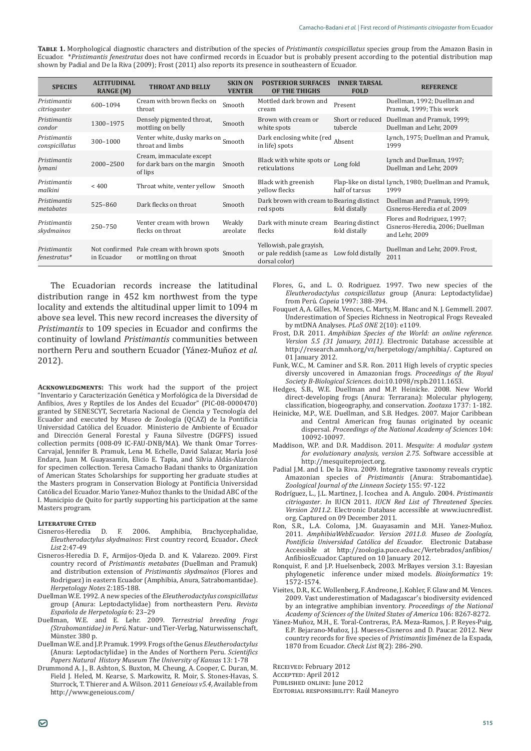**Table 1.** Morphological diagnostic characters and distribution of the species of *Pristimantis conspicillatus* species group from the Amazon Basin in Ecuador. \**Pristimantis fenestratus* does not have confirmed records in Ecuador but is probably present according to the potential distribution map shown by Padial and De la Riva (2009); Frost (2011) also reports its presence in southeastern of Ecuador.

| SPECIES | ALTITUDINAL RANGE (M) | THROAT AND BELLY | SKIN ON VENTER | POSTERIOR SURFACES OF THE THIGHS | INNER TARSAL FOLD | REFERENCE |
|---|---|---|---|---|---|---|
| *Pristimantis citriogaster* | 600–1094 | Cream with brown flecks on throat | Smooth | Mottled dark brown and cream | Present | Duellman, 1992; Duellman and Pramuk, 1999; This work |
| *Pristimantis condor* | 1300–1975 | Densely pigmented throat, mottling on belly | Smooth | Brown with cream or white spots | Short or reduced tubercle | Duellman and Pramuk, 1999; Duellman and Lehr, 2009 |
| *Pristimantis conspicillatus* | 300–1000 | Venter white, dusky marks on throat and limbs | Smooth | Dark enclosing white (red in life) spots | Absent | Lynch, 1975; Duellman and Pramuk, 1999 |
| *Pristimantis lymani* | 2000–2500 | Cream, immaculate except for dark bars on the margin of lips | Smooth | Black with white spots or reticulations | Long fold | Lynch and Duellman, 1997; Duellman and Lehr, 2009 |
| *Pristimantis malkini* | < 400 | Throat white, venter yellow | Smooth | Black with greenish yellow flecks | Flap-like on distal half of tarsus | Lynch, 1980; Duellman and Pramuk, 1999 |
| *Pristimantis metabates* | 525–860 | Dark flecks on throat | Smooth | Dark brown with cream to red spots | Bearing distinct fold distally | Duellman and Pramuk, 1999; Cisneros-Heredia *et al.* 2009 |
| *Pristimantis skydmainos* | 250–750 | Venter cream with brown flecks on throat | Weakly areolate | Dark with minute cream flecks | Bearing distinct fold distally | Flores and Rodriguez, 1997; Cisneros-Heredia, 2006; Duellman and Lehr, 2009 |
| *Pristimantis fenestratus\** | Not confirmed in Ecuador | Pale cream with brown spots or mottling on throat | Smooth | Yellowish, pale grayish, or pale reddish (same as dorsal color) | Low fold distally | Duellman and Lehr, 2009. Frost, 2011 |

The Ecuadorian records increase the latitudinal distribution range in 452 km northwest from the type locality and extends the altitudinal upper limit to 1094 m above sea level. This new record increases the diversity of *Pristimantis* to 109 species in Ecuador and confirms the continuity of lowland *Pristimantis* communities between northern Peru and southern Ecuador (Yánez-Muñoz *et al.* 2012).

**Acknowledgments:** This work had the support of the project "Inventario y Caracterización Genética y Morfológica de la Diversidad de Anfibios, Aves y Reptiles de los Andes del Ecuador" (PIC-08-0000470) granted by SENESCYT, Secretaría Nacional de Ciencia y Tecnología del Ecuador and executed by Museo de Zoología (QCAZ) de la Pontificia Universidad Católica del Ecuador. Ministerio de Ambiente of Ecuador and Dirección General Forestal y Fauna Silvestre (DGFFS) issued collection permits (008-09 IC-FAU-DNB/MA). We thank Omar Torres-Carvajal, Jennifer B. Pramuk, Lena M. Echelle, David Salazar, María José Endara, Juan M. Guayasamín, Elicio E. Tapia, and Silvia Aldás-Alarcón for specimen collection. Teresa Camacho Badani thanks to Organization of American States Scholarships for supporting her graduate studies at the Masters program in Conservation Biology at Pontificia Universidad Católica del Ecuador. Mario Yanez-Muñoz thanks to the Unidad ABC of the I. Municipio de Quito for partly supporting his participation at the same Masters program.

**Literature Cited**

Cisneros-Heredia D. F. 2006. Amphibia, Brachycephalidae, *Eleutherodactylus skydmainos*: First country record, Ecuador. *Check List* 2:47-49

Cisneros-Heredia D. F., Armijos-Ojeda D. and K. Valarezo. 2009. First country record of *Pristimantis metabates* (Duellman and Pramuk) and distribution extension of *Pristimantis skydmainos* (Flores and Rodriguez) in eastern Ecuador (Amphibia, Anura, Satrabomantidae). *Herpetology Notes* 2:185-188.

Duellman W.E. 1992. A new species of the *Eleutherodactylus conspicillatus* group (Anura: Leptodactylidae) from northeastern Peru. *Revista Española de Herpetología* 6: 23–29

Duellman, W.E. and E. Lehr. 2009. *Terrestrial breeding frogs (Strabomantidae) in Perú.* Natur- und Tier-Verlag, Naturwissenschaft, Münster. 380 p.

Duellman W.E. and J.P. Pramuk. 1999. Frogs of the Genus *Eleutherodactylus* (Anura: Leptodactylidae) in the Andes of Northern Peru. *Scientifics Papers Natural History Museum The University of Kansas* 13: 1-78

Drummond A. J., B. Ashton, S. Buxton, M. Cheung, A. Cooper, C. Duran, M. Field J. Heled, M. Kearse, S. Markowitz, R. Moir, S. Stones-Havas, S. Sturrock, T. Thierer and A. Wilson. 2011 *Geneious v5.4*, Available from http://www.geneious.com/

Flores, G., and L. O. Rodriguez. 1997. Two new species of the *Eleutherodactylus conspicillatus* group (Anura: Leptodactylidae) from Perú. *Copeia* 1997: 388-394.

Fouquet A, A. Gilles, M. Vences, C. Marty, M. Blanc and N. J. Gemmell. 2007. Underestimation of Species Richness in Neotropical Frogs Revealed by mtDNA Analyses. *PLoS ONE* 2(10): e1109.

Frost, D.R. 2011. *Amphibian Species of the World: an online reference. Version 5.5 (31 January, 2011)*. Electronic Database accessible at http://research.amnh.org/vz/herpetology/amphibia/. Captured on 01 January 2012.

Funk, W.C., M. Caminer and S.R. Ron. 2011 High levels of cryptic species diversiy uncovered in Amazonian frogs. *Proceedings of the Royal Society B-Biological Sciences*. doi:10.1098/rspb.2011.1653.

Hedges, S.B., W.E. Duellman and M.P. Heinicke. 2008. New World direct-developing frogs (Anura: Terrarana): Molecular phylogeny, classification, biogeography, and conservation. *Zootaxa* 1737: 1-182.

Heinicke, M.P., W.E. Duellman, and S.B. Hedges. 2007. Major Caribbean and Central American frog faunas originated by oceanic dispersal. *Proceedings of the National Academy of Sciences* 104: 10092-10097.

Maddison, W.P. and D.R. Maddison. 2011. *Mesquite: A modular system for evolutionary analysis, version 2.75*. Software accessible at http://mesquiteproject.org.

Padial J.M. and I. De la Riva. 2009. Integrative taxonomy reveals cryptic Amazonian species of *Pristimantis* (Anura: Strabomantidae). *Zoological Journal of the Linnean Society* 155: 97-122

Rodríguez, L., J.L. Martinez, J. Icochea and A. Angulo. 2004. *Pristimantis citriogaster*. *In* IUCN 2011. *IUCN Red List of Threatened Species. Version 2011.2.* Electronic Database accessible at www.iucnredlist.org. Captured on 09 December 2011.

Ron, S.R., L.A. Coloma, J.M. Guayasamin and M.H. Yanez-Muñoz. 2011. *AmphibiaWebEcuador. Version 2011.0. Museo de Zoología, Pontificia Universidad Católica del Ecuador.* Electronic Database Accessible at http://zoologia.puce.edu.ec/Vertebrados/anfibios/AnfibiosEcuador. Captured on 10 January 2012.

Ronquist, F. and J.P. Huelsenbeck, 2003. MrBayes version 3.1: Bayesian phylogenetic inference under mixed models. *Bioinformatics* 19: 1572-1574.

Vieites, D.R., K.C. Wollenberg, F. Andreone, J. Kohler, F. Glaw and M. Vences. 2009. Vast underestimation of Madagascar's biodiversity evidenced by an integrative amphibian inventory. *Proceedings of the National Academy of Sciences of the United States of America* 106: 8267-8272.

Yánez-Muñoz, M.H., E. Toral-Contreras, P.A. Meza-Ramos, J. P. Reyes-Puig, E.P. Bejarano-Muñoz, J.J. Mueses-Cisneros and D. Paucar. 2012. New country records for five species of *Pristimantis* Jiménez de la Espada, 1870 from Ecuador. *Check List* 8(2): 286-290.

Received: February 2012
Accepted: April 2012
Published online: June 2012
Editorial responsibility: Raúl Maneyro